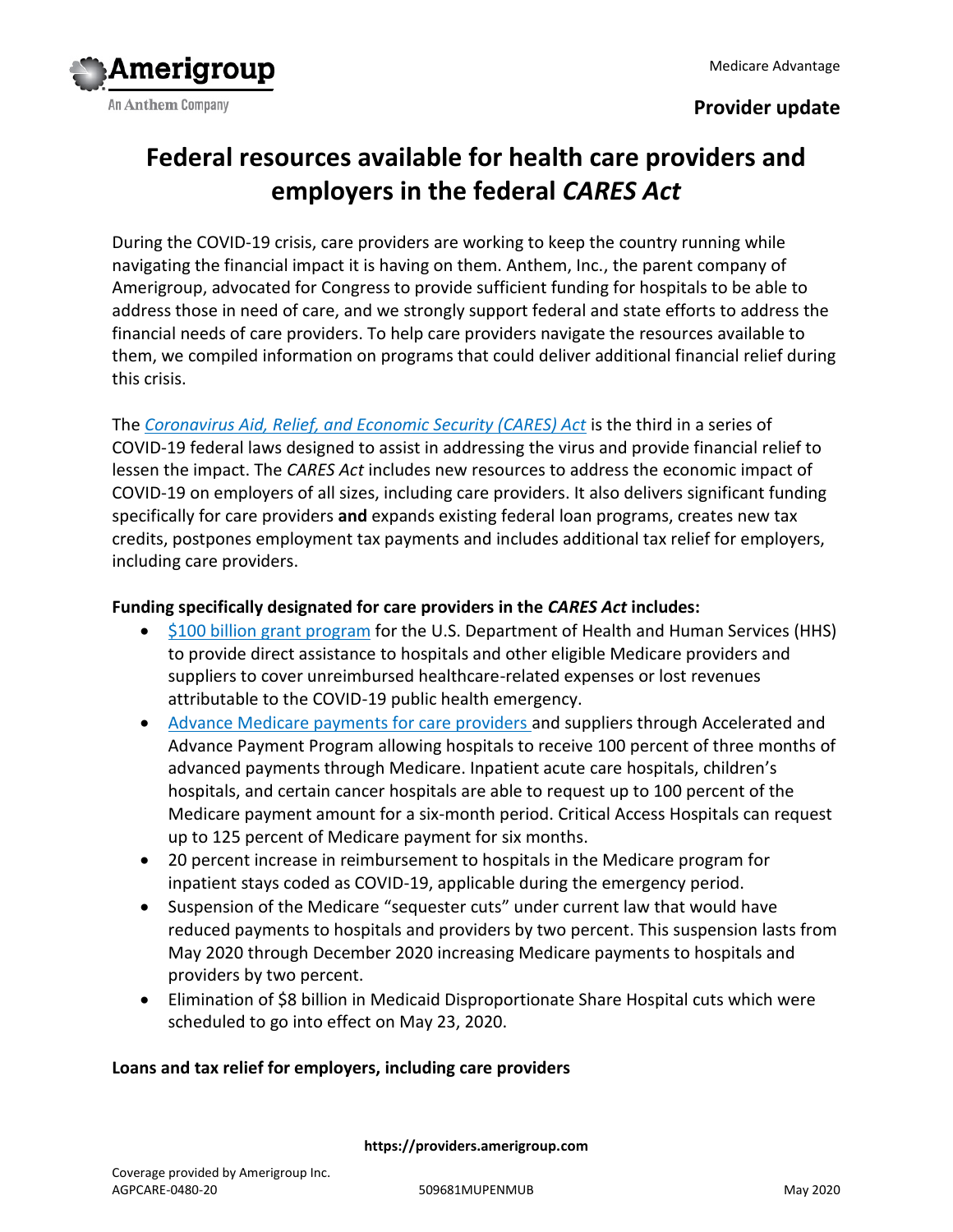Medicare Advantage

**Provider update**

# Federal resources available for health care providers and employers in the federal *CARES Act*

During the COVID-19 crisis, care providers are working to keep the country running while navigating the financial impact it is having on them. Anthem, Inc., the parent company of Amerigroup, advocated for Congress to provide sufficient funding for hospitals to be able to address those in need of care, and we strongly support federal and state efforts to address the financial needs of care providers. To help care providers navigate the resources available to them, we compiled information on programs that could deliver additional financial relief during this crisis.

The *Coronavirus Aid, Relief, and Economic Security (CARES) Act* is the third in a series of COVID-19 federal laws designed to assist in addressing the virus and provide financial relief to lessen the impact. The *CARES Act* includes new resources to address the economic impact of COVID-19 on employers of all sizes, including care providers. It also delivers significant funding specifically for care providers **and** expands existing federal loan programs, creates new tax credits, postpones employment tax payments and includes additional tax relief for employers, including care providers.

**Funding specifically designated for care providers in the *CARES Act* includes:**

- $100 billion grant program for the U.S. Department of Health and Human Services (HHS) to provide direct assistance to hospitals and other eligible Medicare providers and suppliers to cover unreimbursed healthcare-related expenses or lost revenues attributable to the COVID-19 public health emergency.
- Advance Medicare payments for care providers and suppliers through Accelerated and Advance Payment Program allowing hospitals to receive 100 percent of three months of advanced payments through Medicare. Inpatient acute care hospitals, children's hospitals, and certain cancer hospitals are able to request up to 100 percent of the Medicare payment amount for a six-month period. Critical Access Hospitals can request up to 125 percent of Medicare payment for six months.
- 20 percent increase in reimbursement to hospitals in the Medicare program for inpatient stays coded as COVID-19, applicable during the emergency period.
- Suspension of the Medicare "sequester cuts" under current law that would have reduced payments to hospitals and providers by two percent. This suspension lasts from May 2020 through December 2020 increasing Medicare payments to hospitals and providers by two percent.
- Elimination of $8 billion in Medicaid Disproportionate Share Hospital cuts which were scheduled to go into effect on May 23, 2020.

**Loans and tax relief for employers, including care providers**

https://providers.amerigroup.com

Coverage provided by Amerigroup Inc.
AGPCARE-0480-20 509681MUPENMUB May 2020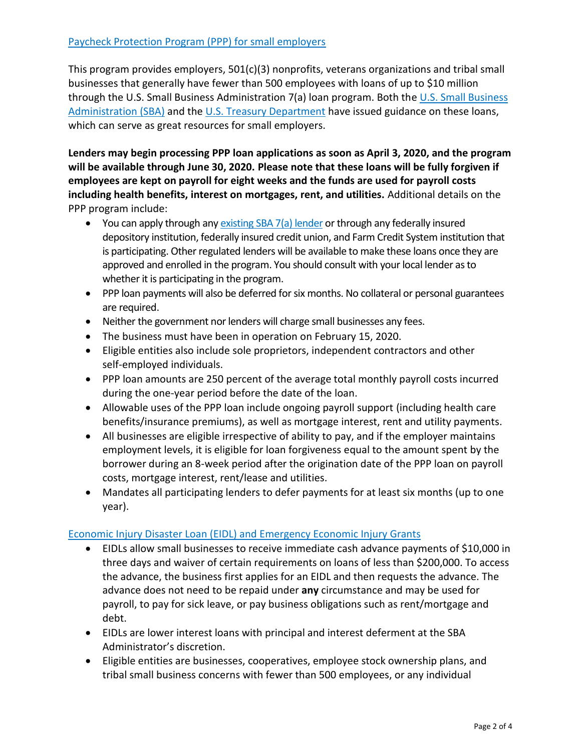## Paycheck Protection Program (PPP) for small employers

This program provides employers, 501(c)(3) nonprofits, veterans organizations and tribal small businesses that generally have fewer than 500 employees with loans of up to $10 million through the U.S. Small Business Administration 7(a) loan program. Both the U.S. Small Business Administration (SBA) and the U.S. Treasury Department have issued guidance on these loans, which can serve as great resources for small employers.

**Lenders may begin processing PPP loan applications as soon as April 3, 2020, and the program will be available through June 30, 2020. Please note that these loans will be fully forgiven if employees are kept on payroll for eight weeks and the funds are used for payroll costs including health benefits, interest on mortgages, rent, and utilities.** Additional details on the PPP program include:

- You can apply through any existing SBA 7(a) lender or through any federally insured depository institution, federally insured credit union, and Farm Credit System institution that is participating. Other regulated lenders will be available to make these loans once they are approved and enrolled in the program. You should consult with your local lender as to whether it is participating in the program.
- PPP loan payments will also be deferred for six months. No collateral or personal guarantees are required.
- Neither the government nor lenders will charge small businesses any fees.
- The business must have been in operation on February 15, 2020.
- Eligible entities also include sole proprietors, independent contractors and other self-employed individuals.
- PPP loan amounts are 250 percent of the average total monthly payroll costs incurred during the one-year period before the date of the loan.
- Allowable uses of the PPP loan include ongoing payroll support (including health care benefits/insurance premiums), as well as mortgage interest, rent and utility payments.
- All businesses are eligible irrespective of ability to pay, and if the employer maintains employment levels, it is eligible for loan forgiveness equal to the amount spent by the borrower during an 8-week period after the origination date of the PPP loan on payroll costs, mortgage interest, rent/lease and utilities.
- Mandates all participating lenders to defer payments for at least six months (up to one year).

## Economic Injury Disaster Loan (EIDL) and Emergency Economic Injury Grants

- EIDLs allow small businesses to receive immediate cash advance payments of $10,000 in three days and waiver of certain requirements on loans of less than $200,000. To access the advance, the business first applies for an EIDL and then requests the advance. The advance does not need to be repaid under **any** circumstance and may be used for payroll, to pay for sick leave, or pay business obligations such as rent/mortgage and debt.
- EIDLs are lower interest loans with principal and interest deferment at the SBA Administrator's discretion.
- Eligible entities are businesses, cooperatives, employee stock ownership plans, and tribal small business concerns with fewer than 500 employees, or any individual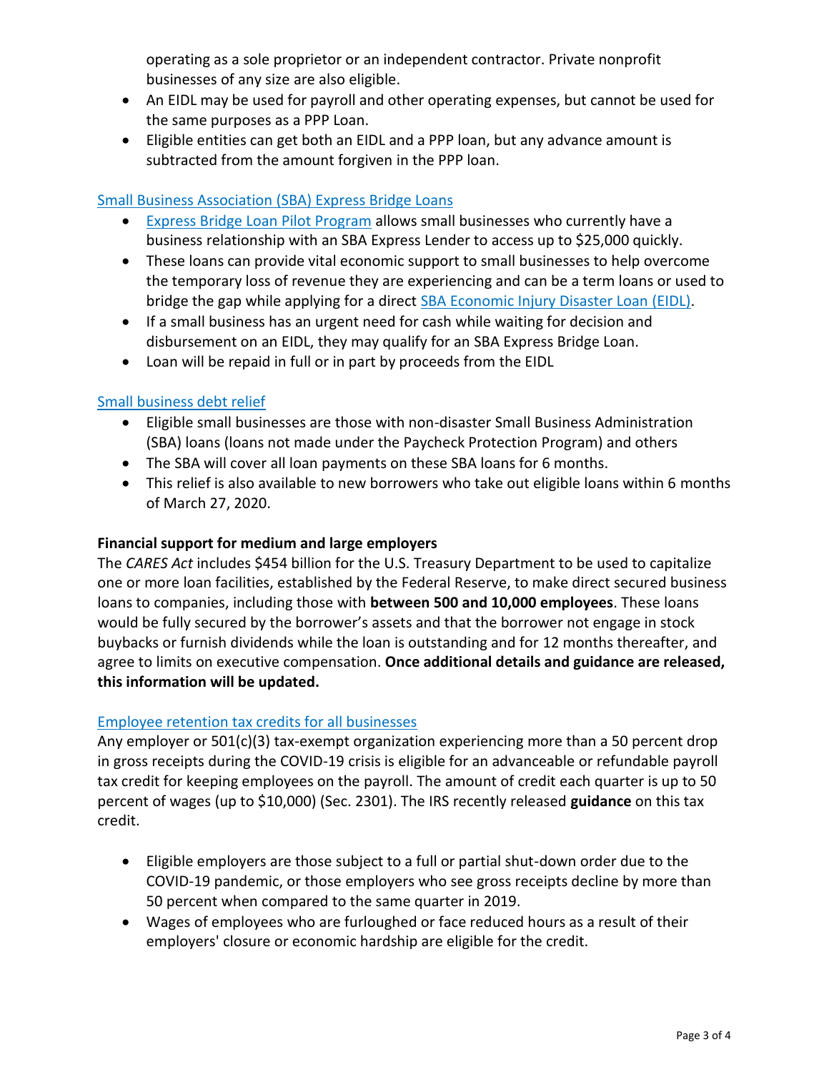operating as a sole proprietor or an independent contractor. Private nonprofit businesses of any size are also eligible.
- An EIDL may be used for payroll and other operating expenses, but cannot be used for the same purposes as a PPP Loan.
- Eligible entities can get both an EIDL and a PPP loan, but any advance amount is subtracted from the amount forgiven in the PPP loan.

Small Business Association (SBA) Express Bridge Loans

- Express Bridge Loan Pilot Program allows small businesses who currently have a business relationship with an SBA Express Lender to access up to $25,000 quickly.
- These loans can provide vital economic support to small businesses to help overcome the temporary loss of revenue they are experiencing and can be a term loans or used to bridge the gap while applying for a direct SBA Economic Injury Disaster Loan (EIDL).
- If a small business has an urgent need for cash while waiting for decision and disbursement on an EIDL, they may qualify for an SBA Express Bridge Loan.
- Loan will be repaid in full or in part by proceeds from the EIDL

Small business debt relief

- Eligible small businesses are those with non-disaster Small Business Administration (SBA) loans (loans not made under the Paycheck Protection Program) and others
- The SBA will cover all loan payments on these SBA loans for 6 months.
- This relief is also available to new borrowers who take out eligible loans within 6 months of March 27, 2020.

**Financial support for medium and large employers**

The *CARES Act* includes $454 billion for the U.S. Treasury Department to be used to capitalize one or more loan facilities, established by the Federal Reserve, to make direct secured business loans to companies, including those with **between 500 and 10,000 employees**. These loans would be fully secured by the borrower's assets and that the borrower not engage in stock buybacks or furnish dividends while the loan is outstanding and for 12 months thereafter, and agree to limits on executive compensation. **Once additional details and guidance are released, this information will be updated.**

Employee retention tax credits for all businesses

Any employer or 501(c)(3) tax-exempt organization experiencing more than a 50 percent drop in gross receipts during the COVID-19 crisis is eligible for an advanceable or refundable payroll tax credit for keeping employees on the payroll. The amount of credit each quarter is up to 50 percent of wages (up to $10,000) (Sec. 2301). The IRS recently released **guidance** on this tax credit.

- Eligible employers are those subject to a full or partial shut-down order due to the COVID-19 pandemic, or those employers who see gross receipts decline by more than 50 percent when compared to the same quarter in 2019.
- Wages of employees who are furloughed or face reduced hours as a result of their employers' closure or economic hardship are eligible for the credit.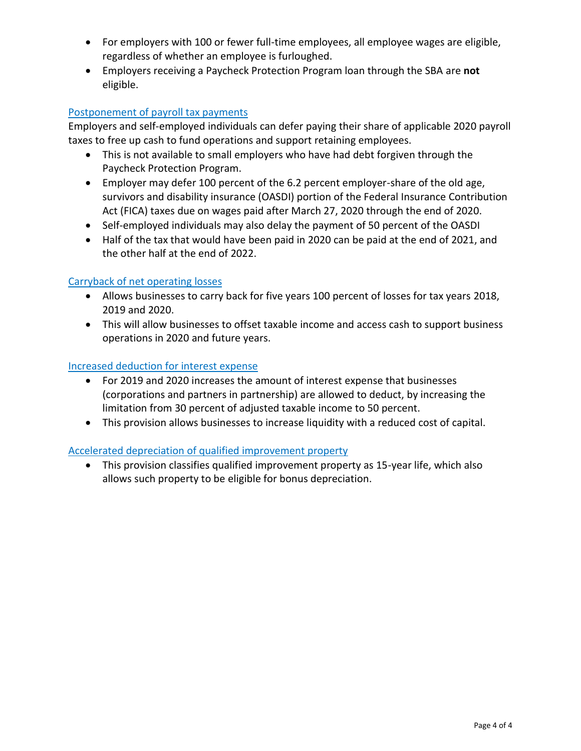- For employers with 100 or fewer full-time employees, all employee wages are eligible, regardless of whether an employee is furloughed.
- Employers receiving a Paycheck Protection Program loan through the SBA are **not** eligible.

## Postponement of payroll tax payments

Employers and self-employed individuals can defer paying their share of applicable 2020 payroll taxes to free up cash to fund operations and support retaining employees.

- This is not available to small employers who have had debt forgiven through the Paycheck Protection Program.
- Employer may defer 100 percent of the 6.2 percent employer-share of the old age, survivors and disability insurance (OASDI) portion of the Federal Insurance Contribution Act (FICA) taxes due on wages paid after March 27, 2020 through the end of 2020.
- Self-employed individuals may also delay the payment of 50 percent of the OASDI
- Half of the tax that would have been paid in 2020 can be paid at the end of 2021, and the other half at the end of 2022.

## Carryback of net operating losses

- Allows businesses to carry back for five years 100 percent of losses for tax years 2018, 2019 and 2020.
- This will allow businesses to offset taxable income and access cash to support business operations in 2020 and future years.

## Increased deduction for interest expense

- For 2019 and 2020 increases the amount of interest expense that businesses (corporations and partners in partnership) are allowed to deduct, by increasing the limitation from 30 percent of adjusted taxable income to 50 percent.
- This provision allows businesses to increase liquidity with a reduced cost of capital.

## Accelerated depreciation of qualified improvement property

- This provision classifies qualified improvement property as 15-year life, which also allows such property to be eligible for bonus depreciation.